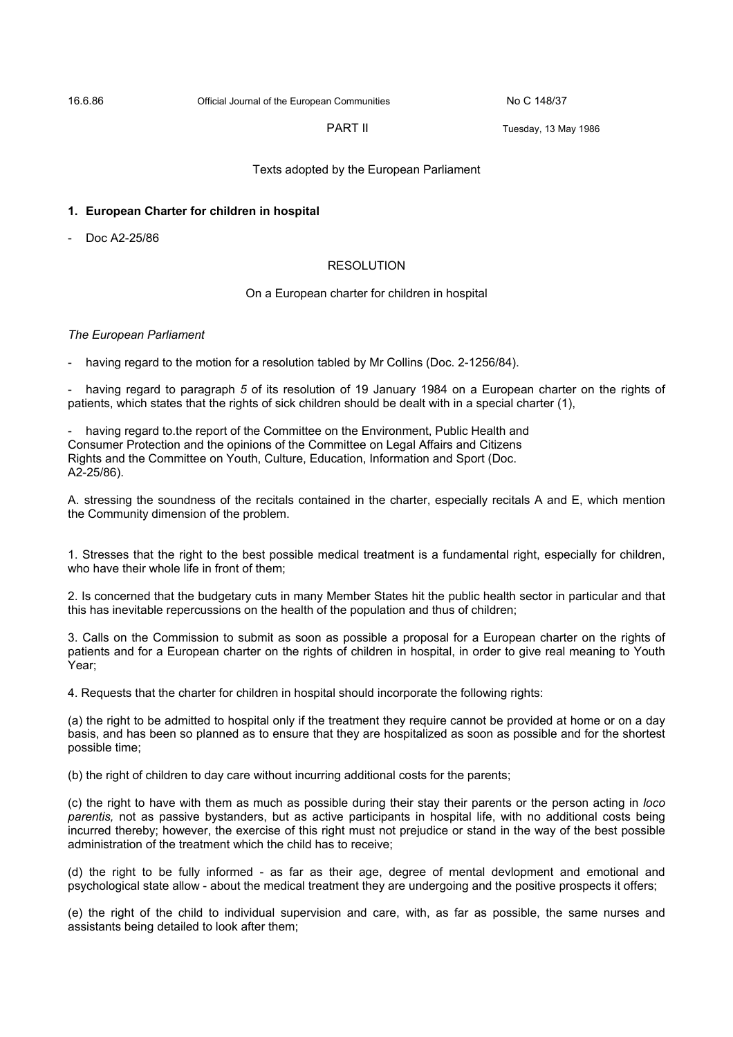PART II

Tuesday, 13 May 1986

Texts adopted by the European Parliament

## 1. European Charter for children in hospital

- Doc A2-25/86

### RESOLUTION

On a European charter for children in hospital

*The European Parliament*

- having regard to the motion for a resolution tabled by Mr Collins (Doc. 2-1256/84).

- having regard to paragraph *5* of its resolution of 19 January 1984 on a European charter on the rights of patients, which states that the rights of sick children should be dealt with in a special charter (1),

- having regard to.the report of the Committee on the Environment, Public Health and Consumer Protection and the opinions of the Committee on Legal Affairs and Citizens Rights and the Committee on Youth, Culture, Education, Information and Sport (Doc. A2-25/86).

A. stressing the soundness of the recitals contained in the charter, especially recitals A and E, which mention the Community dimension of the problem.

1. Stresses that the right to the best possible medical treatment is a fundamental right, especially for children, who have their whole life in front of them;

2. Is concerned that the budgetary cuts in many Member States hit the public health sector in particular and that this has inevitable repercussions on the health of the population and thus of children;

3. Calls on the Commission to submit as soon as possible a proposal for a European charter on the rights of patients and for a European charter on the rights of children in hospital, in order to give real meaning to Youth Year;

4. Requests that the charter for children in hospital should incorporate the following rights:

(a) the right to be admitted to hospital only if the treatment they require cannot be provided at home or on a day basis, and has been so planned as to ensure that they are hospitalized as soon as possible and for the shortest possible time;

(b) the right of children to day care without incurring additional costs for the parents;

(c) the right to have with them as much as possible during their stay their parents or the person acting in *loco parentis,* not as passive bystanders, but as active participants in hospital life, with no additional costs being incurred thereby; however, the exercise of this right must not prejudice or stand in the way of the best possible administration of the treatment which the child has to receive;

(d) the right to be fully informed - as far as their age, degree of mental devlopment and emotional and psychological state allow - about the medical treatment they are undergoing and the positive prospects it offers;

(e) the right of the child to individual supervision and care, with, as far as possible, the same nurses and assistants being detailed to look after them;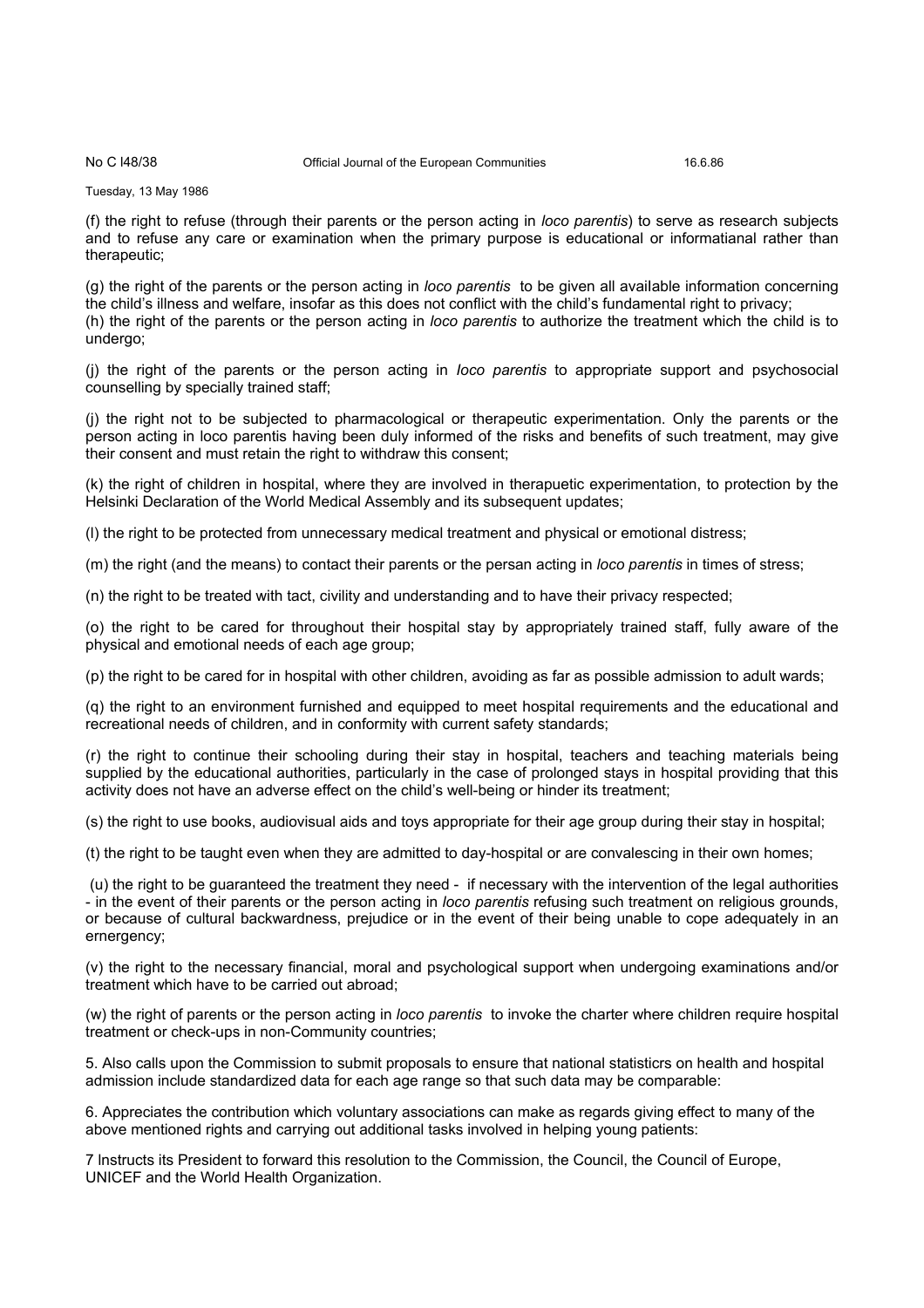Tuesday, 13 May 1986

(f) the right to refuse (through their parents or the person acting in *loco parentis*) to serve as research subjects and to refuse any care or examination when the primary purpose is educational or informatianal rather than therapeutic;

(g) the right of the parents or the person acting in *loco parentis* to be given all available information concerning the child's illness and welfare, insofar as this does not conflict with the child's fundamental right to privacy;
(h) the right of the parents or the person acting in *loco parentis* to authorize the treatment which the child is to undergo;

(j) the right of the parents or the person acting in *loco parentis* to appropriate support and psychosocial counselling by specially trained staff;

(j) the right not to be subjected to pharmacological or therapeutic experimentation. Only the parents or the person acting in loco parentis having been duly informed of the risks and benefits of such treatment, may give their consent and must retain the right to withdraw this consent;

(k) the right of children in hospital, where they are involved in therapuetic experimentation, to protection by the Helsinki Declaration of the World Medical Assembly and its subsequent updates;

(l) the right to be protected from unnecessary medical treatment and physical or emotional distress;

(m) the right (and the means) to contact their parents or the persan acting in *loco parentis* in times of stress;

(n) the right to be treated with tact, civility and understanding and to have their privacy respected;

(o) the right to be cared for throughout their hospital stay by appropriately trained staff, fully aware of the physical and emotional needs of each age group;

(p) the right to be cared for in hospital with other children, avoiding as far as possible admission to adult wards;

(q) the right to an environment furnished and equipped to meet hospital requirements and the educational and recreational needs of children, and in conformity with current safety standards;

(r) the right to continue their schooling during their stay in hospital, teachers and teaching materials being supplied by the educational authorities, particularly in the case of prolonged stays in hospital providing that this activity does not have an adverse effect on the child's well-being or hinder its treatment;

(s) the right to use books, audiovisual aids and toys appropriate for their age group during their stay in hospital;

(t) the right to be taught even when they are admitted to day-hospital or are convalescing in their own homes;

(u) the right to be guaranteed the treatment they need - if necessary with the intervention of the legal authorities - in the event of their parents or the person acting in *loco parentis* refusing such treatment on religious grounds, or because of cultural backwardness, prejudice or in the event of their being unable to cope adequately in an ernergency;

(v) the right to the necessary financial, moral and psychological support when undergoing examinations and/or treatment which have to be carried out abroad;

(w) the right of parents or the person acting in *loco parentis* to invoke the charter where children require hospital treatment or check-ups in non-Community countries;

5. Also calls upon the Commission to submit proposals to ensure that national statisticrs on health and hospital admission include standardized data for each age range so that such data may be comparable:

6. Appreciates the contribution which voluntary associations can make as regards giving effect to many of the above mentioned rights and carrying out additional tasks involved in helping young patients:

7 Instructs its President to forward this resolution to the Commission, the Council, the Council of Europe, UNICEF and the World Health Organization.